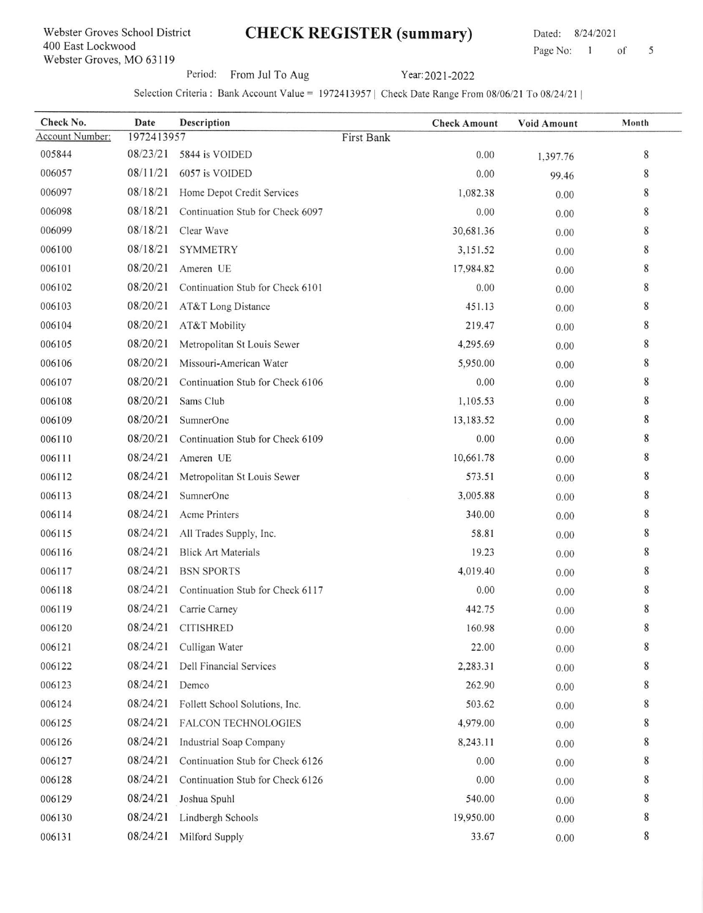Webster Groves School District
400 East Lockwood
Webster Groves, MO 63119

# CHECK REGISTER (summary)

Dated: 8/24/2021

Period: From Jul To Aug    Year: 2021-2022

Selection Criteria : Bank Account Value = 1972413957 | Check Date Range From 08/06/21 To 08/24/21 |

| Check No. | Date | Description | Check Amount | Void Amount | Month |
|---|---|---|---|---|---|
| Account Number: | 1972413957 | First Bank | | | |
| 005844 | 08/23/21 | 5844 is VOIDED | 0.00 | 1,397.76 | 8 |
| 006057 | 08/11/21 | 6057 is VOIDED | 0.00 | 99.46 | 8 |
| 006097 | 08/18/21 | Home Depot Credit Services | 1,082.38 | 0.00 | 8 |
| 006098 | 08/18/21 | Continuation Stub for Check 6097 | 0.00 | 0.00 | 8 |
| 006099 | 08/18/21 | Clear Wave | 30,681.36 | 0.00 | 8 |
| 006100 | 08/18/21 | SYMMETRY | 3,151.52 | 0.00 | 8 |
| 006101 | 08/20/21 | Ameren UE | 17,984.82 | 0.00 | 8 |
| 006102 | 08/20/21 | Continuation Stub for Check 6101 | 0.00 | 0.00 | 8 |
| 006103 | 08/20/21 | AT&T Long Distance | 451.13 | 0.00 | 8 |
| 006104 | 08/20/21 | AT&T Mobility | 219.47 | 0.00 | 8 |
| 006105 | 08/20/21 | Metropolitan St Louis Sewer | 4,295.69 | 0.00 | 8 |
| 006106 | 08/20/21 | Missouri-American Water | 5,950.00 | 0.00 | 8 |
| 006107 | 08/20/21 | Continuation Stub for Check 6106 | 0.00 | 0.00 | 8 |
| 006108 | 08/20/21 | Sams Club | 1,105.53 | 0.00 | 8 |
| 006109 | 08/20/21 | SumnerOne | 13,183.52 | 0.00 | 8 |
| 006110 | 08/20/21 | Continuation Stub for Check 6109 | 0.00 | 0.00 | 8 |
| 006111 | 08/24/21 | Ameren UE | 10,661.78 | 0.00 | 8 |
| 006112 | 08/24/21 | Metropolitan St Louis Sewer | 573.51 | 0.00 | 8 |
| 006113 | 08/24/21 | SumnerOne | 3,005.88 | 0.00 | 8 |
| 006114 | 08/24/21 | Acme Printers | 340.00 | 0.00 | 8 |
| 006115 | 08/24/21 | All Trades Supply, Inc. | 58.81 | 0.00 | 8 |
| 006116 | 08/24/21 | Blick Art Materials | 19.23 | 0.00 | 8 |
| 006117 | 08/24/21 | BSN SPORTS | 4,019.40 | 0.00 | 8 |
| 006118 | 08/24/21 | Continuation Stub for Check 6117 | 0.00 | 0.00 | 8 |
| 006119 | 08/24/21 | Carrie Carney | 442.75 | 0.00 | 8 |
| 006120 | 08/24/21 | CITISHRED | 160.98 | 0.00 | 8 |
| 006121 | 08/24/21 | Culligan Water | 22.00 | 0.00 | 8 |
| 006122 | 08/24/21 | Dell Financial Services | 2,283.31 | 0.00 | 8 |
| 006123 | 08/24/21 | Demco | 262.90 | 0.00 | 8 |
| 006124 | 08/24/21 | Follett School Solutions, Inc. | 503.62 | 0.00 | 8 |
| 006125 | 08/24/21 | FALCON TECHNOLOGIES | 4,979.00 | 0.00 | 8 |
| 006126 | 08/24/21 | Industrial Soap Company | 8,243.11 | 0.00 | 8 |
| 006127 | 08/24/21 | Continuation Stub for Check 6126 | 0.00 | 0.00 | 8 |
| 006128 | 08/24/21 | Continuation Stub for Check 6126 | 0.00 | 0.00 | 8 |
| 006129 | 08/24/21 | Joshua Spuhl | 540.00 | 0.00 | 8 |
| 006130 | 08/24/21 | Lindbergh Schools | 19,950.00 | 0.00 | 8 |
| 006131 | 08/24/21 | Milford Supply | 33.67 | 0.00 | 8 |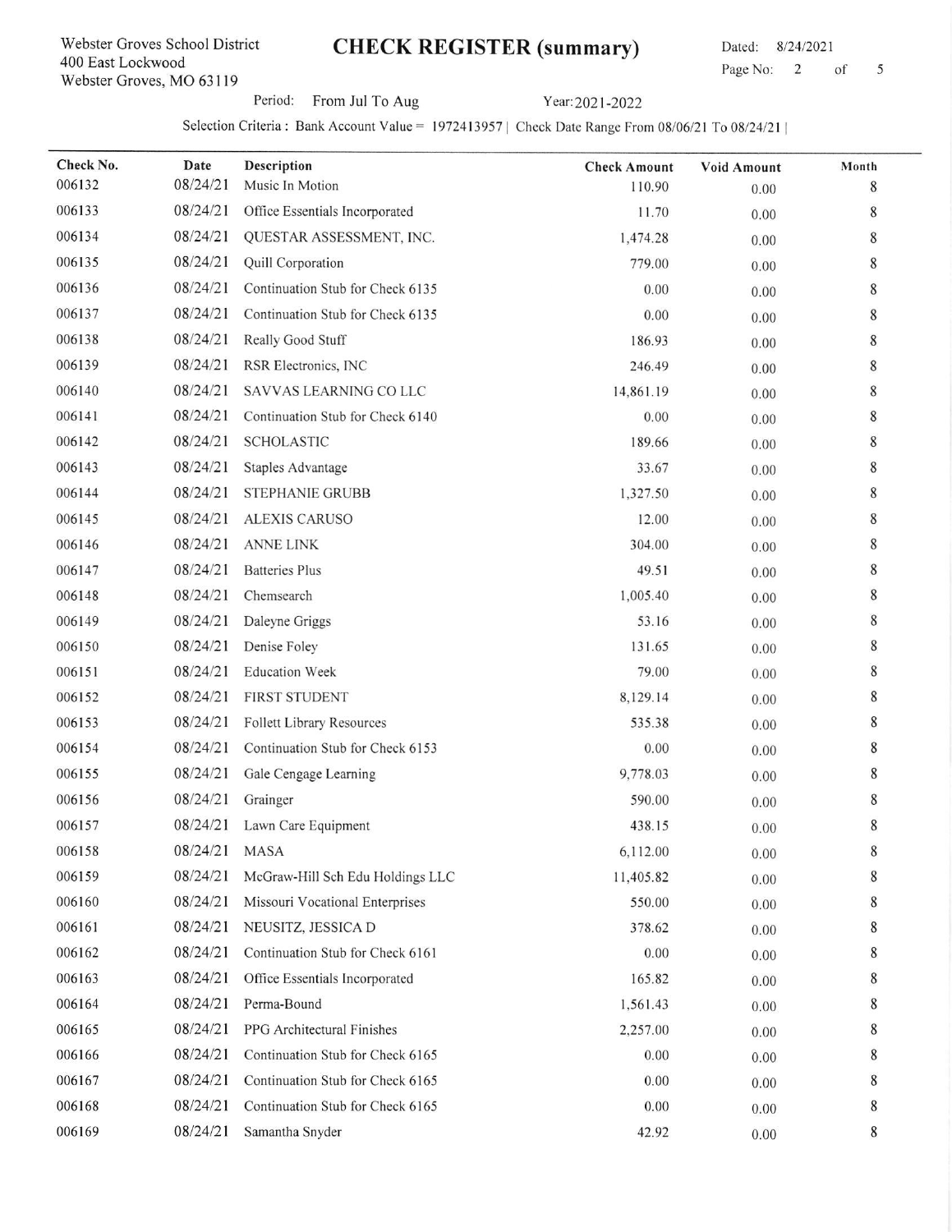Webster Groves School District
400 East Lockwood
Webster Groves, MO 63119

# CHECK REGISTER (summary)

Dated: 8/24/2021

Period: From Jul To Aug    Year: 2021-2022

Selection Criteria : Bank Account Value = 1972413957 | Check Date Range From 08/06/21 To 08/24/21 |

| Check No. | Date | Description | Check Amount | Void Amount | Month |
|---|---|---|---|---|---|
| 006132 | 08/24/21 | Music In Motion | 110.90 | 0.00 | 8 |
| 006133 | 08/24/21 | Office Essentials Incorporated | 11.70 | 0.00 | 8 |
| 006134 | 08/24/21 | QUESTAR ASSESSMENT, INC. | 1,474.28 | 0.00 | 8 |
| 006135 | 08/24/21 | Quill Corporation | 779.00 | 0.00 | 8 |
| 006136 | 08/24/21 | Continuation Stub for Check 6135 | 0.00 | 0.00 | 8 |
| 006137 | 08/24/21 | Continuation Stub for Check 6135 | 0.00 | 0.00 | 8 |
| 006138 | 08/24/21 | Really Good Stuff | 186.93 | 0.00 | 8 |
| 006139 | 08/24/21 | RSR Electronics, INC | 246.49 | 0.00 | 8 |
| 006140 | 08/24/21 | SAVVAS LEARNING CO LLC | 14,861.19 | 0.00 | 8 |
| 006141 | 08/24/21 | Continuation Stub for Check 6140 | 0.00 | 0.00 | 8 |
| 006142 | 08/24/21 | SCHOLASTIC | 189.66 | 0.00 | 8 |
| 006143 | 08/24/21 | Staples Advantage | 33.67 | 0.00 | 8 |
| 006144 | 08/24/21 | STEPHANIE GRUBB | 1,327.50 | 0.00 | 8 |
| 006145 | 08/24/21 | ALEXIS CARUSO | 12.00 | 0.00 | 8 |
| 006146 | 08/24/21 | ANNE LINK | 304.00 | 0.00 | 8 |
| 006147 | 08/24/21 | Batteries Plus | 49.51 | 0.00 | 8 |
| 006148 | 08/24/21 | Chemsearch | 1,005.40 | 0.00 | 8 |
| 006149 | 08/24/21 | Daleyne Griggs | 53.16 | 0.00 | 8 |
| 006150 | 08/24/21 | Denise Foley | 131.65 | 0.00 | 8 |
| 006151 | 08/24/21 | Education Week | 79.00 | 0.00 | 8 |
| 006152 | 08/24/21 | FIRST STUDENT | 8,129.14 | 0.00 | 8 |
| 006153 | 08/24/21 | Follett Library Resources | 535.38 | 0.00 | 8 |
| 006154 | 08/24/21 | Continuation Stub for Check 6153 | 0.00 | 0.00 | 8 |
| 006155 | 08/24/21 | Gale Cengage Learning | 9,778.03 | 0.00 | 8 |
| 006156 | 08/24/21 | Grainger | 590.00 | 0.00 | 8 |
| 006157 | 08/24/21 | Lawn Care Equipment | 438.15 | 0.00 | 8 |
| 006158 | 08/24/21 | MASA | 6,112.00 | 0.00 | 8 |
| 006159 | 08/24/21 | McGraw-Hill Sch Edu Holdings LLC | 11,405.82 | 0.00 | 8 |
| 006160 | 08/24/21 | Missouri Vocational Enterprises | 550.00 | 0.00 | 8 |
| 006161 | 08/24/21 | NEUSITZ, JESSICA D | 378.62 | 0.00 | 8 |
| 006162 | 08/24/21 | Continuation Stub for Check 6161 | 0.00 | 0.00 | 8 |
| 006163 | 08/24/21 | Office Essentials Incorporated | 165.82 | 0.00 | 8 |
| 006164 | 08/24/21 | Perma-Bound | 1,561.43 | 0.00 | 8 |
| 006165 | 08/24/21 | PPG Architectural Finishes | 2,257.00 | 0.00 | 8 |
| 006166 | 08/24/21 | Continuation Stub for Check 6165 | 0.00 | 0.00 | 8 |
| 006167 | 08/24/21 | Continuation Stub for Check 6165 | 0.00 | 0.00 | 8 |
| 006168 | 08/24/21 | Continuation Stub for Check 6165 | 0.00 | 0.00 | 8 |
| 006169 | 08/24/21 | Samantha Snyder | 42.92 | 0.00 | 8 |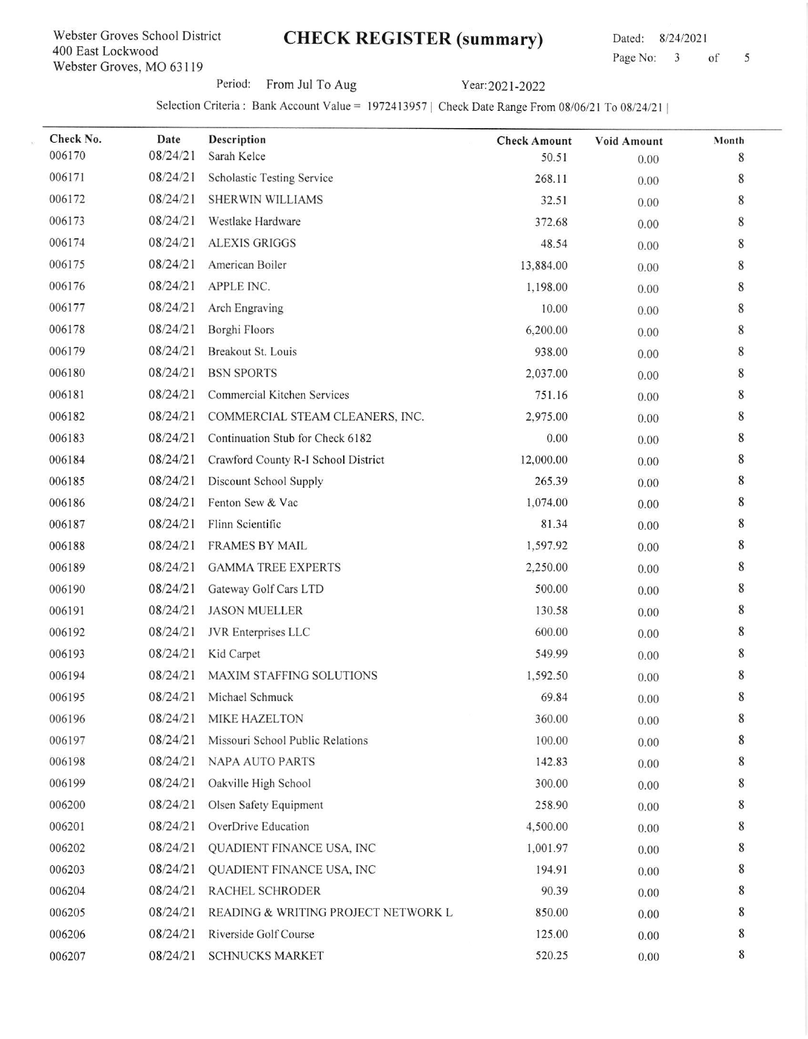Webster Groves School District
400 East Lockwood
Webster Groves, MO 63119

# CHECK REGISTER (summary)

Dated: 8/24/2021

Period: From Jul To Aug Year: 2021-2022

Selection Criteria : Bank Account Value = 1972413957 | Check Date Range From 08/06/21 To 08/24/21 |

| Check No. | Date | Description | Check Amount | Void Amount | Month |
|---|---|---|---|---|---|
| 006170 | 08/24/21 | Sarah Kelce | 50.51 | 0.00 | 8 |
| 006171 | 08/24/21 | Scholastic Testing Service | 268.11 | 0.00 | 8 |
| 006172 | 08/24/21 | SHERWIN WILLIAMS | 32.51 | 0.00 | 8 |
| 006173 | 08/24/21 | Westlake Hardware | 372.68 | 0.00 | 8 |
| 006174 | 08/24/21 | ALEXIS GRIGGS | 48.54 | 0.00 | 8 |
| 006175 | 08/24/21 | American Boiler | 13,884.00 | 0.00 | 8 |
| 006176 | 08/24/21 | APPLE INC. | 1,198.00 | 0.00 | 8 |
| 006177 | 08/24/21 | Arch Engraving | 10.00 | 0.00 | 8 |
| 006178 | 08/24/21 | Borghi Floors | 6,200.00 | 0.00 | 8 |
| 006179 | 08/24/21 | Breakout St. Louis | 938.00 | 0.00 | 8 |
| 006180 | 08/24/21 | BSN SPORTS | 2,037.00 | 0.00 | 8 |
| 006181 | 08/24/21 | Commercial Kitchen Services | 751.16 | 0.00 | 8 |
| 006182 | 08/24/21 | COMMERCIAL STEAM CLEANERS, INC. | 2,975.00 | 0.00 | 8 |
| 006183 | 08/24/21 | Continuation Stub for Check 6182 | 0.00 | 0.00 | 8 |
| 006184 | 08/24/21 | Crawford County R-I School District | 12,000.00 | 0.00 | 8 |
| 006185 | 08/24/21 | Discount School Supply | 265.39 | 0.00 | 8 |
| 006186 | 08/24/21 | Fenton Sew & Vac | 1,074.00 | 0.00 | 8 |
| 006187 | 08/24/21 | Flinn Scientific | 81.34 | 0.00 | 8 |
| 006188 | 08/24/21 | FRAMES BY MAIL | 1,597.92 | 0.00 | 8 |
| 006189 | 08/24/21 | GAMMA TREE EXPERTS | 2,250.00 | 0.00 | 8 |
| 006190 | 08/24/21 | Gateway Golf Cars LTD | 500.00 | 0.00 | 8 |
| 006191 | 08/24/21 | JASON MUELLER | 130.58 | 0.00 | 8 |
| 006192 | 08/24/21 | JVR Enterprises LLC | 600.00 | 0.00 | 8 |
| 006193 | 08/24/21 | Kid Carpet | 549.99 | 0.00 | 8 |
| 006194 | 08/24/21 | MAXIM STAFFING SOLUTIONS | 1,592.50 | 0.00 | 8 |
| 006195 | 08/24/21 | Michael Schmuck | 69.84 | 0.00 | 8 |
| 006196 | 08/24/21 | MIKE HAZELTON | 360.00 | 0.00 | 8 |
| 006197 | 08/24/21 | Missouri School Public Relations | 100.00 | 0.00 | 8 |
| 006198 | 08/24/21 | NAPA AUTO PARTS | 142.83 | 0.00 | 8 |
| 006199 | 08/24/21 | Oakville High School | 300.00 | 0.00 | 8 |
| 006200 | 08/24/21 | Olsen Safety Equipment | 258.90 | 0.00 | 8 |
| 006201 | 08/24/21 | OverDrive Education | 4,500.00 | 0.00 | 8 |
| 006202 | 08/24/21 | QUADIENT FINANCE USA, INC | 1,001.97 | 0.00 | 8 |
| 006203 | 08/24/21 | QUADIENT FINANCE USA, INC | 194.91 | 0.00 | 8 |
| 006204 | 08/24/21 | RACHEL SCHRODER | 90.39 | 0.00 | 8 |
| 006205 | 08/24/21 | READING & WRITING PROJECT NETWORK L | 850.00 | 0.00 | 8 |
| 006206 | 08/24/21 | Riverside Golf Course | 125.00 | 0.00 | 8 |
| 006207 | 08/24/21 | SCHNUCKS MARKET | 520.25 | 0.00 | 8 |